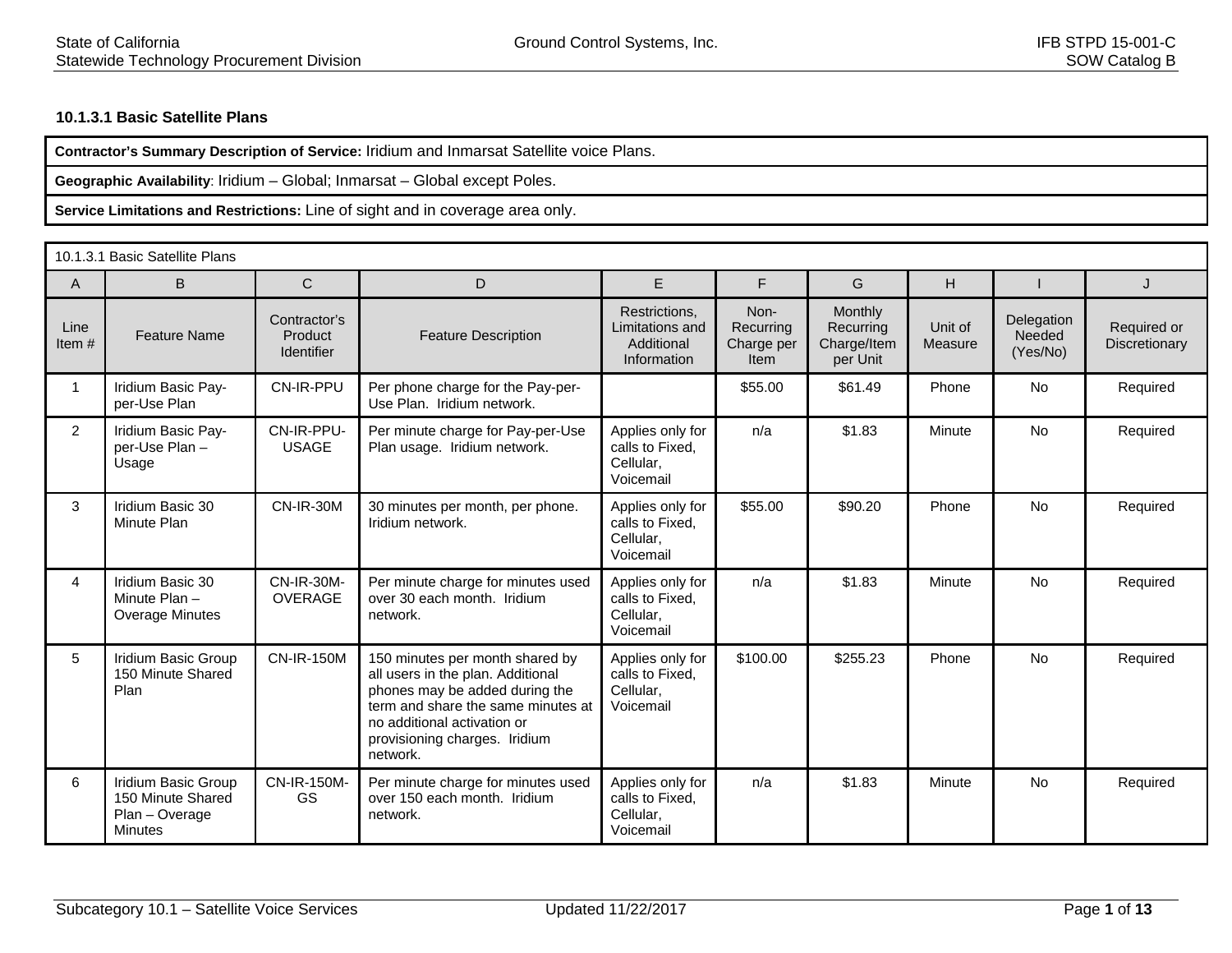### 10.1.3.1 Basic Satellite Plans

| **Contractor's Summary Description of Service:** Iridium and Inmarsat Satellite voice Plans. |
|---|
| **Geographic Availability**: Iridium – Global; Inmarsat – Global except Poles. |
| **Service Limitations and Restrictions:** Line of sight and in coverage area only. |

| 10.1.3.1 Basic Satellite Plans | | | | | | | | | |
|---|---|---|---|---|---|---|---|---|---|
| A | B | C | D | E | F | G | H | I | J |
| Line Item # | Feature Name | Contractor's Product Identifier | Feature Description | Restrictions, Limitations and Additional Information | Non-Recurring Charge per Item | Monthly Recurring Charge/Item per Unit | Unit of Measure | Delegation Needed (Yes/No) | Required or Discretionary |
| 1 | Iridium Basic Pay-per-Use Plan | CN-IR-PPU | Per phone charge for the Pay-per-Use Plan. Iridium network. | | $55.00 | $61.49 | Phone | No | Required |
| 2 | Iridium Basic Pay-per-Use Plan – Usage | CN-IR-PPU-USAGE | Per minute charge for Pay-per-Use Plan usage. Iridium network. | Applies only for calls to Fixed, Cellular, Voicemail | n/a | $1.83 | Minute | No | Required |
| 3 | Iridium Basic 30 Minute Plan | CN-IR-30M | 30 minutes per month, per phone. Iridium network. | Applies only for calls to Fixed, Cellular, Voicemail | $55.00 | $90.20 | Phone | No | Required |
| 4 | Iridium Basic 30 Minute Plan – Overage Minutes | CN-IR-30M-OVERAGE | Per minute charge for minutes used over 30 each month. Iridium network. | Applies only for calls to Fixed, Cellular, Voicemail | n/a | $1.83 | Minute | No | Required |
| 5 | Iridium Basic Group 150 Minute Shared Plan | CN-IR-150M | 150 minutes per month shared by all users in the plan. Additional phones may be added during the term and share the same minutes at no additional activation or provisioning charges. Iridium network. | Applies only for calls to Fixed, Cellular, Voicemail | $100.00 | $255.23 | Phone | No | Required |
| 6 | Iridium Basic Group 150 Minute Shared Plan – Overage Minutes | CN-IR-150M-GS | Per minute charge for minutes used over 150 each month. Iridium network. | Applies only for calls to Fixed, Cellular, Voicemail | n/a | $1.83 | Minute | No | Required |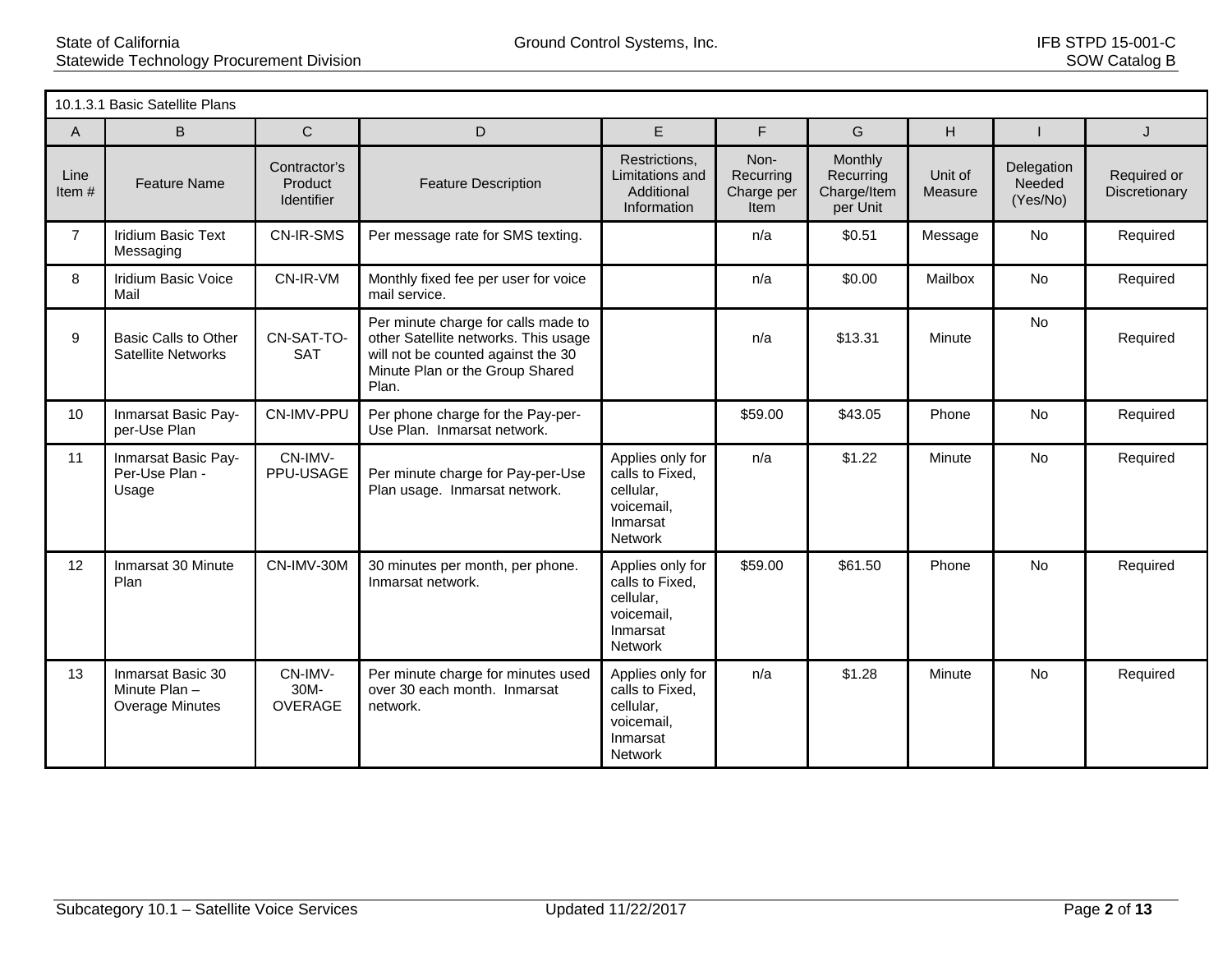| 10.1.3.1 Basic Satellite Plans | | | | | | | | | |
|---|---|---|---|---|---|---|---|---|---|
| A | B | C | D | E | F | G | H | I | J |
| Line Item # | Feature Name | Contractor's Product Identifier | Feature Description | Restrictions, Limitations and Additional Information | Non-Recurring Charge per Item | Monthly Recurring Charge/Item per Unit | Unit of Measure | Delegation Needed (Yes/No) | Required or Discretionary |
| 7 | Iridium Basic Text Messaging | CN-IR-SMS | Per message rate for SMS texting. | | n/a | $0.51 | Message | No | Required |
| 8 | Iridium Basic Voice Mail | CN-IR-VM | Monthly fixed fee per user for voice mail service. | | n/a | $0.00 | Mailbox | No | Required |
| 9 | Basic Calls to Other Satellite Networks | CN-SAT-TO-SAT | Per minute charge for calls made to other Satellite networks. This usage will not be counted against the 30 Minute Plan or the Group Shared Plan. | | n/a | $13.31 | Minute | No | Required |
| 10 | Inmarsat Basic Pay-per-Use Plan | CN-IMV-PPU | Per phone charge for the Pay-per-Use Plan. Inmarsat network. | | $59.00 | $43.05 | Phone | No | Required |
| 11 | Inmarsat Basic Pay-Per-Use Plan - Usage | CN-IMV-PPU-USAGE | Per minute charge for Pay-per-Use Plan usage. Inmarsat network. | Applies only for calls to Fixed, cellular, voicemail, Inmarsat Network | n/a | $1.22 | Minute | No | Required |
| 12 | Inmarsat 30 Minute Plan | CN-IMV-30M | 30 minutes per month, per phone. Inmarsat network. | Applies only for calls to Fixed, cellular, voicemail, Inmarsat Network | $59.00 | $61.50 | Phone | No | Required |
| 13 | Inmarsat Basic 30 Minute Plan – Overage Minutes | CN-IMV-30M-OVERAGE | Per minute charge for minutes used over 30 each month. Inmarsat network. | Applies only for calls to Fixed, cellular, voicemail, Inmarsat Network | n/a | $1.28 | Minute | No | Required |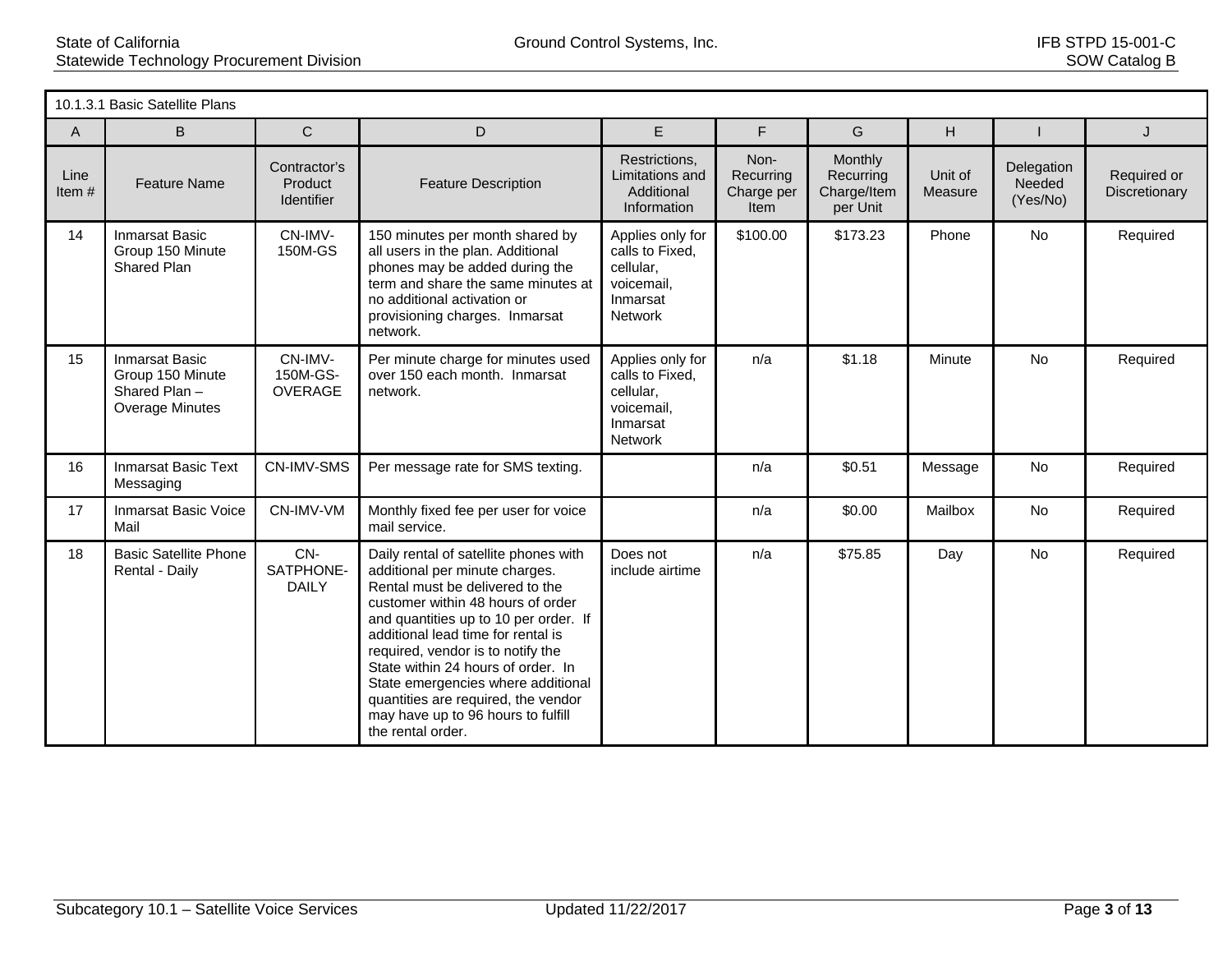| 10.1.3.1 Basic Satellite Plans | | | | | | | | | |
|---|---|---|---|---|---|---|---|---|---|
| A | B | C | D | E | F | G | H | I | J |
| Line Item # | Feature Name | Contractor's Product Identifier | Feature Description | Restrictions, Limitations and Additional Information | Non-Recurring Charge per Item | Monthly Recurring Charge/Item per Unit | Unit of Measure | Delegation Needed (Yes/No) | Required or Discretionary |
| 14 | Inmarsat Basic Group 150 Minute Shared Plan | CN-IMV-150M-GS | 150 minutes per month shared by all users in the plan. Additional phones may be added during the term and share the same minutes at no additional activation or provisioning charges. Inmarsat network. | Applies only for calls to Fixed, cellular, voicemail, Inmarsat Network | $100.00 | $173.23 | Phone | No | Required |
| 15 | Inmarsat Basic Group 150 Minute Shared Plan – Overage Minutes | CN-IMV-150M-GS-OVERAGE | Per minute charge for minutes used over 150 each month. Inmarsat network. | Applies only for calls to Fixed, cellular, voicemail, Inmarsat Network | n/a | $1.18 | Minute | No | Required |
| 16 | Inmarsat Basic Text Messaging | CN-IMV-SMS | Per message rate for SMS texting. | | n/a | $0.51 | Message | No | Required |
| 17 | Inmarsat Basic Voice Mail | CN-IMV-VM | Monthly fixed fee per user for voice mail service. | | n/a | $0.00 | Mailbox | No | Required |
| 18 | Basic Satellite Phone Rental - Daily | CN-SATPHONE-DAILY | Daily rental of satellite phones with additional per minute charges. Rental must be delivered to the customer within 48 hours of order and quantities up to 10 per order. If additional lead time for rental is required, vendor is to notify the State within 24 hours of order. In State emergencies where additional quantities are required, the vendor may have up to 96 hours to fulfill the rental order. | Does not include airtime | n/a | $75.85 | Day | No | Required |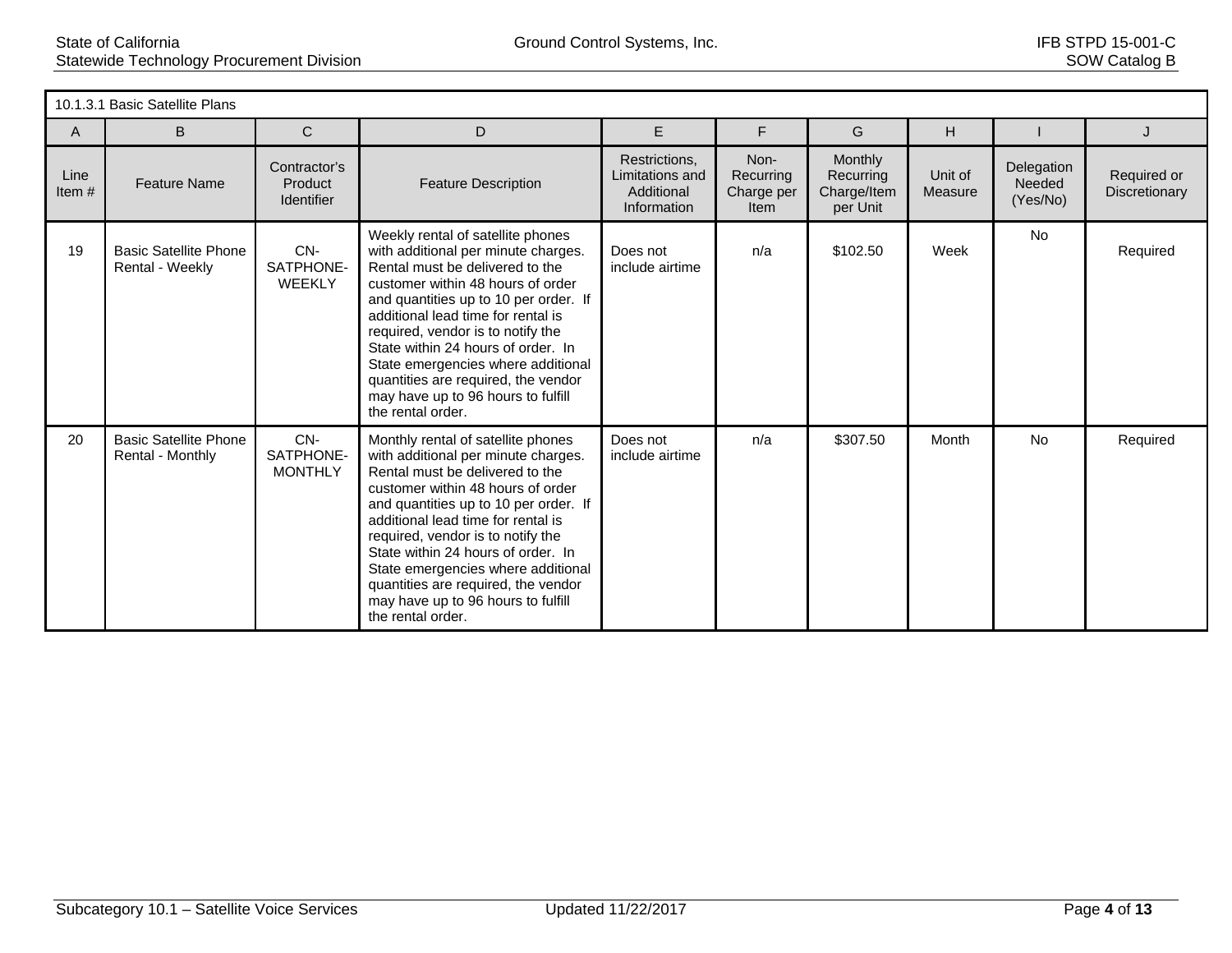| 10.1.3.1 Basic Satellite Plans | | | | | | | | | |
|---|---|---|---|---|---|---|---|---|---|
| A | B | C | D | E | F | G | H | I | J |
| Line Item # | Feature Name | Contractor's Product Identifier | Feature Description | Restrictions, Limitations and Additional Information | Non-Recurring Charge per Item | Monthly Recurring Charge/Item per Unit | Unit of Measure | Delegation Needed (Yes/No) | Required or Discretionary |
| 19 | Basic Satellite Phone Rental - Weekly | CN-SATPHONE-WEEKLY | Weekly rental of satellite phones with additional per minute charges. Rental must be delivered to the customer within 48 hours of order and quantities up to 10 per order. If additional lead time for rental is required, vendor is to notify the State within 24 hours of order. In State emergencies where additional quantities are required, the vendor may have up to 96 hours to fulfill the rental order. | Does not include airtime | n/a | $102.50 | Week | No | Required |
| 20 | Basic Satellite Phone Rental - Monthly | CN-SATPHONE-MONTHLY | Monthly rental of satellite phones with additional per minute charges. Rental must be delivered to the customer within 48 hours of order and quantities up to 10 per order. If additional lead time for rental is required, vendor is to notify the State within 24 hours of order. In State emergencies where additional quantities are required, the vendor may have up to 96 hours to fulfill the rental order. | Does not include airtime | n/a | $307.50 | Month | No | Required |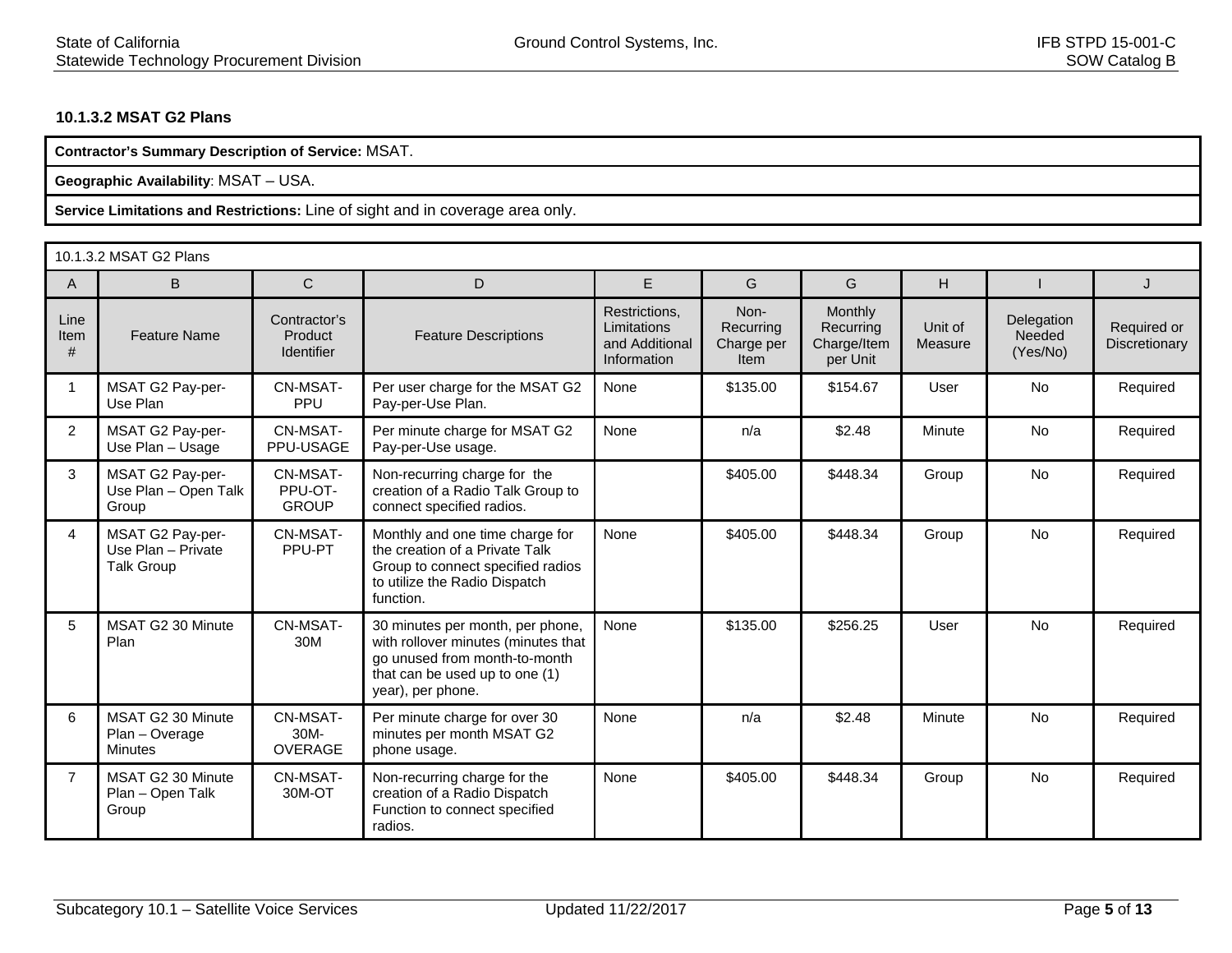#### 10.1.3.2 MSAT G2 Plans

| **Contractor's Summary Description of Service:** MSAT. |
|---|
| **Geographic Availability**: MSAT – USA. |
| **Service Limitations and Restrictions:** Line of sight and in coverage area only. |

| 10.1.3.2 MSAT G2 Plans | | | | | | | | | |
|---|---|---|---|---|---|---|---|---|---|
| A | B | C | D | E | G | G | H | I | J |
| Line Item # | Feature Name | Contractor's Product Identifier | Feature Descriptions | Restrictions, Limitations and Additional Information | Non-Recurring Charge per Item | Monthly Recurring Charge/Item per Unit | Unit of Measure | Delegation Needed (Yes/No) | Required or Discretionary |
| 1 | MSAT G2 Pay-per-Use Plan | CN-MSAT-PPU | Per user charge for the MSAT G2 Pay-per-Use Plan. | None | $135.00 | $154.67 | User | No | Required |
| 2 | MSAT G2 Pay-per-Use Plan – Usage | CN-MSAT-PPU-USAGE | Per minute charge for MSAT G2 Pay-per-Use usage. | None | n/a | $2.48 | Minute | No | Required |
| 3 | MSAT G2 Pay-per-Use Plan – Open Talk Group | CN-MSAT-PPU-OT-GROUP | Non-recurring charge for the creation of a Radio Talk Group to connect specified radios. | | $405.00 | $448.34 | Group | No | Required |
| 4 | MSAT G2 Pay-per-Use Plan – Private Talk Group | CN-MSAT-PPU-PT | Monthly and one time charge for the creation of a Private Talk Group to connect specified radios to utilize the Radio Dispatch function. | None | $405.00 | $448.34 | Group | No | Required |
| 5 | MSAT G2 30 Minute Plan | CN-MSAT-30M | 30 minutes per month, per phone, with rollover minutes (minutes that go unused from month-to-month that can be used up to one (1) year), per phone. | None | $135.00 | $256.25 | User | No | Required |
| 6 | MSAT G2 30 Minute Plan – Overage Minutes | CN-MSAT-30M-OVERAGE | Per minute charge for over 30 minutes per month MSAT G2 phone usage. | None | n/a | $2.48 | Minute | No | Required |
| 7 | MSAT G2 30 Minute Plan – Open Talk Group | CN-MSAT-30M-OT | Non-recurring charge for the creation of a Radio Dispatch Function to connect specified radios. | None | $405.00 | $448.34 | Group | No | Required |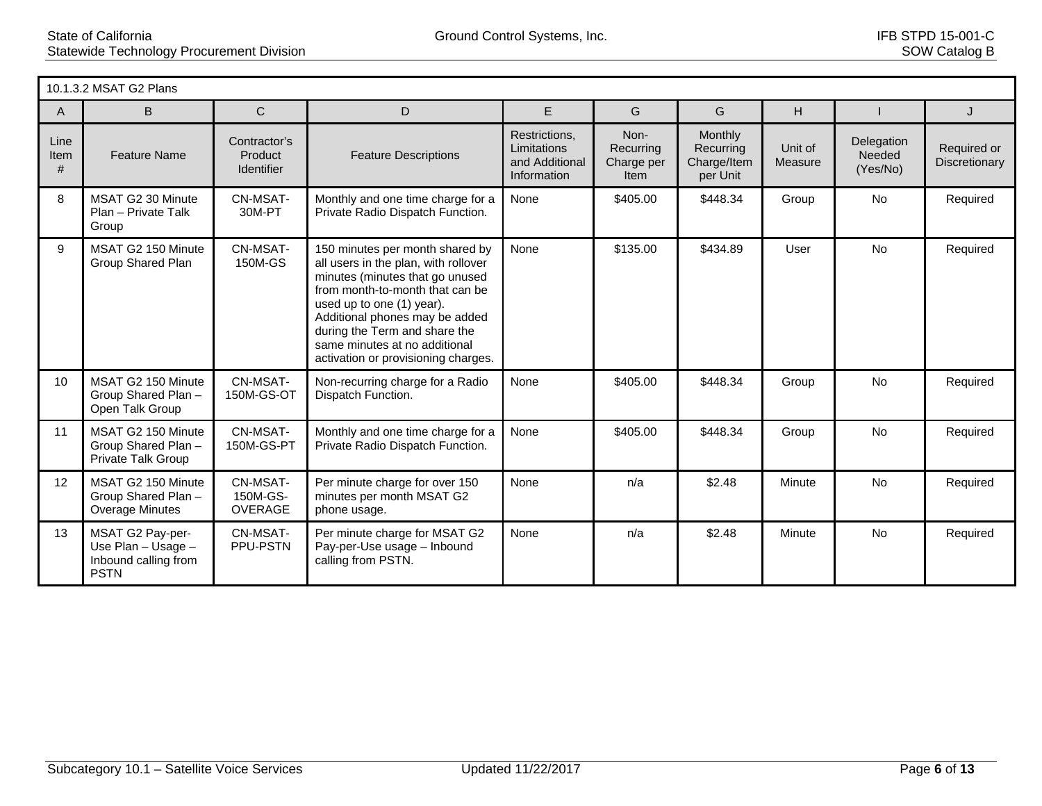| 10.1.3.2 MSAT G2 Plans | | | | | | | | | |
|---|---|---|---|---|---|---|---|---|---|
| A | B | C | D | E | G | G | H | I | J |
| Line Item # | Feature Name | Contractor's Product Identifier | Feature Descriptions | Restrictions, Limitations and Additional Information | Non-Recurring Charge per Item | Monthly Recurring Charge/Item per Unit | Unit of Measure | Delegation Needed (Yes/No) | Required or Discretionary |
| 8 | MSAT G2 30 Minute Plan – Private Talk Group | CN-MSAT-30M-PT | Monthly and one time charge for a Private Radio Dispatch Function. | None | $405.00 | $448.34 | Group | No | Required |
| 9 | MSAT G2 150 Minute Group Shared Plan | CN-MSAT-150M-GS | 150 minutes per month shared by all users in the plan, with rollover minutes (minutes that go unused from month-to-month that can be used up to one (1) year). Additional phones may be added during the Term and share the same minutes at no additional activation or provisioning charges. | None | $135.00 | $434.89 | User | No | Required |
| 10 | MSAT G2 150 Minute Group Shared Plan – Open Talk Group | CN-MSAT-150M-GS-OT | Non-recurring charge for a Radio Dispatch Function. | None | $405.00 | $448.34 | Group | No | Required |
| 11 | MSAT G2 150 Minute Group Shared Plan – Private Talk Group | CN-MSAT-150M-GS-PT | Monthly and one time charge for a Private Radio Dispatch Function. | None | $405.00 | $448.34 | Group | No | Required |
| 12 | MSAT G2 150 Minute Group Shared Plan – Overage Minutes | CN-MSAT-150M-GS-OVERAGE | Per minute charge for over 150 minutes per month MSAT G2 phone usage. | None | n/a | $2.48 | Minute | No | Required |
| 13 | MSAT G2 Pay-per-Use Plan – Usage – Inbound calling from PSTN | CN-MSAT-PPU-PSTN | Per minute charge for MSAT G2 Pay-per-Use usage – Inbound calling from PSTN. | None | n/a | $2.48 | Minute | No | Required |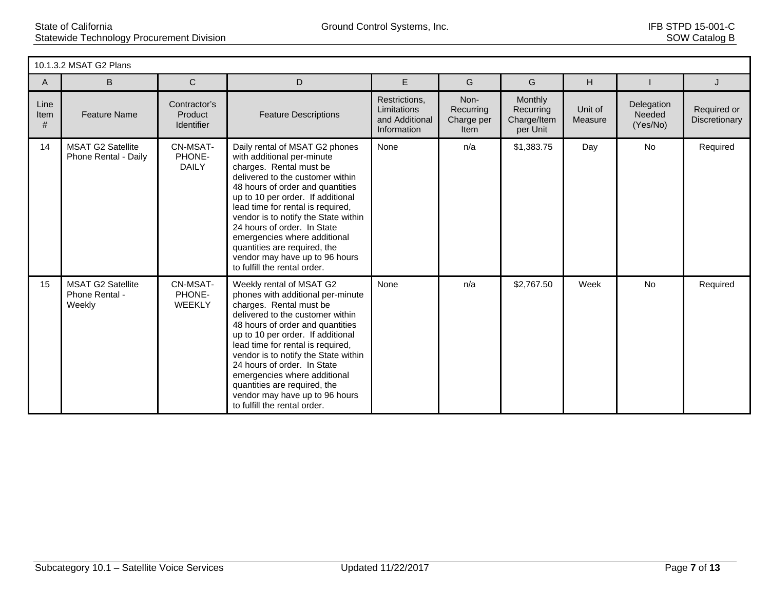| 10.1.3.2 MSAT G2 Plans | | | | | | | | | |
|---|---|---|---|---|---|---|---|---|---|
| A | B | C | D | E | G | G | H | I | J |
| Line Item # | Feature Name | Contractor's Product Identifier | Feature Descriptions | Restrictions, Limitations and Additional Information | Non-Recurring Charge per Item | Monthly Recurring Charge/Item per Unit | Unit of Measure | Delegation Needed (Yes/No) | Required or Discretionary |
| 14 | MSAT G2 Satellite Phone Rental - Daily | CN-MSAT-PHONE-DAILY | Daily rental of MSAT G2 phones with additional per-minute charges. Rental must be delivered to the customer within 48 hours of order and quantities up to 10 per order. If additional lead time for rental is required, vendor is to notify the State within 24 hours of order. In State emergencies where additional quantities are required, the vendor may have up to 96 hours to fulfill the rental order. | None | n/a | $1,383.75 | Day | No | Required |
| 15 | MSAT G2 Satellite Phone Rental - Weekly | CN-MSAT-PHONE-WEEKLY | Weekly rental of MSAT G2 phones with additional per-minute charges. Rental must be delivered to the customer within 48 hours of order and quantities up to 10 per order. If additional lead time for rental is required, vendor is to notify the State within 24 hours of order. In State emergencies where additional quantities are required, the vendor may have up to 96 hours to fulfill the rental order. | None | n/a | $2,767.50 | Week | No | Required |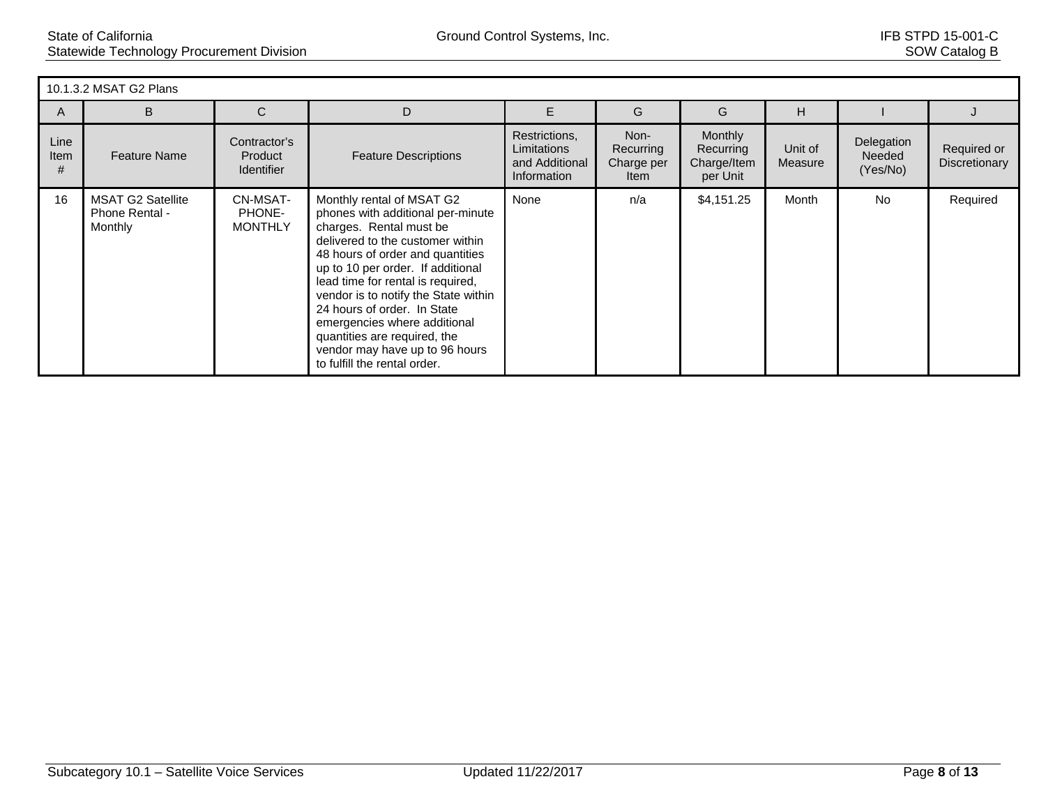| 10.1.3.2 MSAT G2 Plans | | | | | | | | | |
|---|---|---|---|---|---|---|---|---|---|
| A | B | C | D | E | G | G | H | I | J |
| Line Item # | Feature Name | Contractor's Product Identifier | Feature Descriptions | Restrictions, Limitations and Additional Information | Non-Recurring Charge per Item | Monthly Recurring Charge/Item per Unit | Unit of Measure | Delegation Needed (Yes/No) | Required or Discretionary |
| 16 | MSAT G2 Satellite Phone Rental - Monthly | CN-MSAT-PHONE-MONTHLY | Monthly rental of MSAT G2 phones with additional per-minute charges. Rental must be delivered to the customer within 48 hours of order and quantities up to 10 per order. If additional lead time for rental is required, vendor is to notify the State within 24 hours of order. In State emergencies where additional quantities are required, the vendor may have up to 96 hours to fulfill the rental order. | None | n/a | $4,151.25 | Month | No | Required |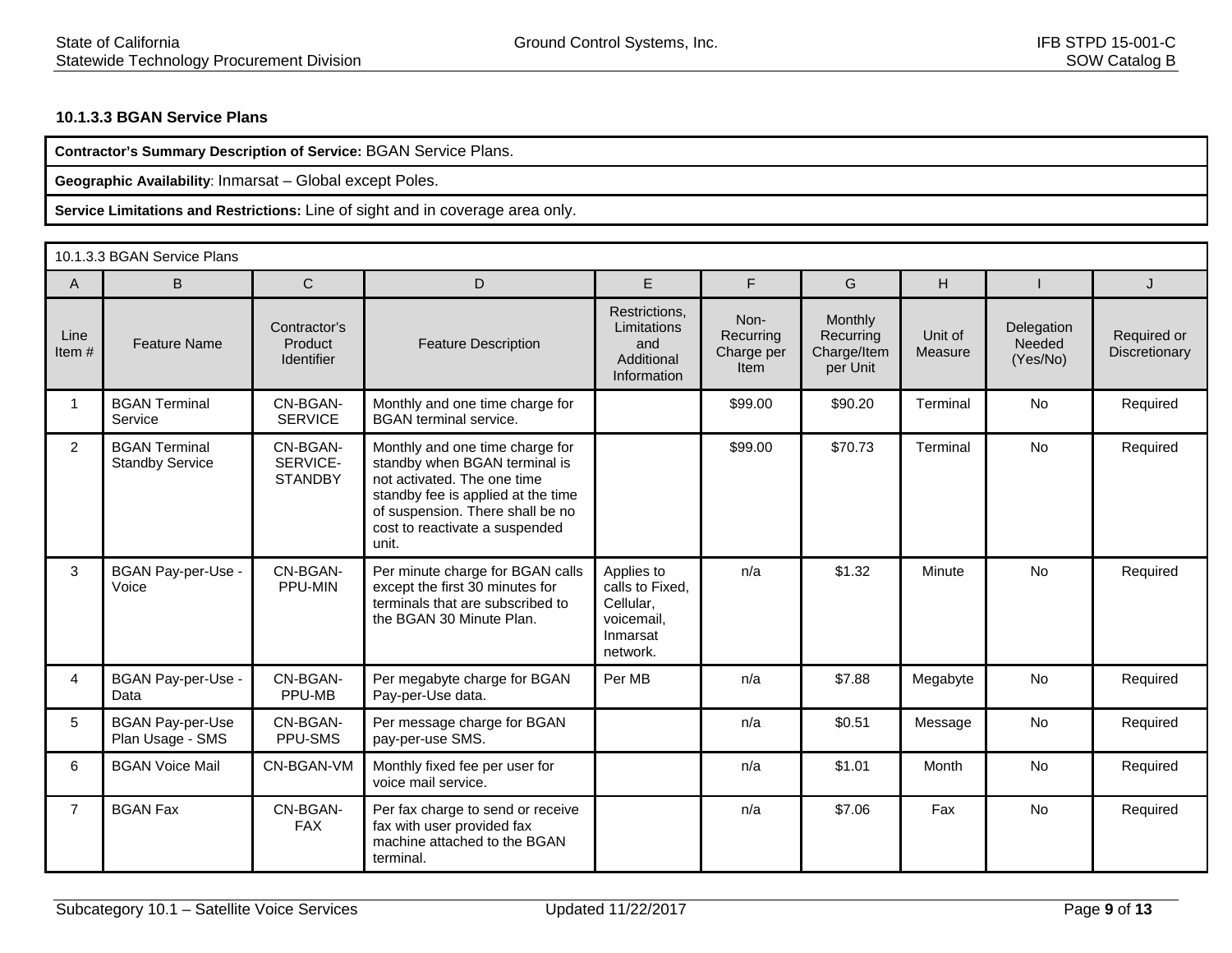### 10.1.3.3 BGAN Service Plans

| **Contractor's Summary Description of Service:** BGAN Service Plans. |
|---|
| **Geographic Availability**: Inmarsat – Global except Poles. |
| **Service Limitations and Restrictions:** Line of sight and in coverage area only. |

| 10.1.3.3 BGAN Service Plans | | | | | | | | | |
|---|---|---|---|---|---|---|---|---|---|
| A | B | C | D | E | F | G | H | I | J |
| Line Item # | Feature Name | Contractor's Product Identifier | Feature Description | Restrictions, Limitations and Additional Information | Non-Recurring Charge per Item | Monthly Recurring Charge/Item per Unit | Unit of Measure | Delegation Needed (Yes/No) | Required or Discretionary |
| 1 | BGAN Terminal Service | CN-BGAN-SERVICE | Monthly and one time charge for BGAN terminal service. | | $99.00 | $90.20 | Terminal | No | Required |
| 2 | BGAN Terminal Standby Service | CN-BGAN-SERVICE-STANDBY | Monthly and one time charge for standby when BGAN terminal is not activated. The one time standby fee is applied at the time of suspension. There shall be no cost to reactivate a suspended unit. | | $99.00 | $70.73 | Terminal | No | Required |
| 3 | BGAN Pay-per-Use - Voice | CN-BGAN-PPU-MIN | Per minute charge for BGAN calls except the first 30 minutes for terminals that are subscribed to the BGAN 30 Minute Plan. | Applies to calls to Fixed, Cellular, voicemail, Inmarsat network. | n/a | $1.32 | Minute | No | Required |
| 4 | BGAN Pay-per-Use - Data | CN-BGAN-PPU-MB | Per megabyte charge for BGAN Pay-per-Use data. | Per MB | n/a | $7.88 | Megabyte | No | Required |
| 5 | BGAN Pay-per-Use Plan Usage - SMS | CN-BGAN-PPU-SMS | Per message charge for BGAN pay-per-use SMS. | | n/a | $0.51 | Message | No | Required |
| 6 | BGAN Voice Mail | CN-BGAN-VM | Monthly fixed fee per user for voice mail service. | | n/a | $1.01 | Month | No | Required |
| 7 | BGAN Fax | CN-BGAN-FAX | Per fax charge to send or receive fax with user provided fax machine attached to the BGAN terminal. | | n/a | $7.06 | Fax | No | Required |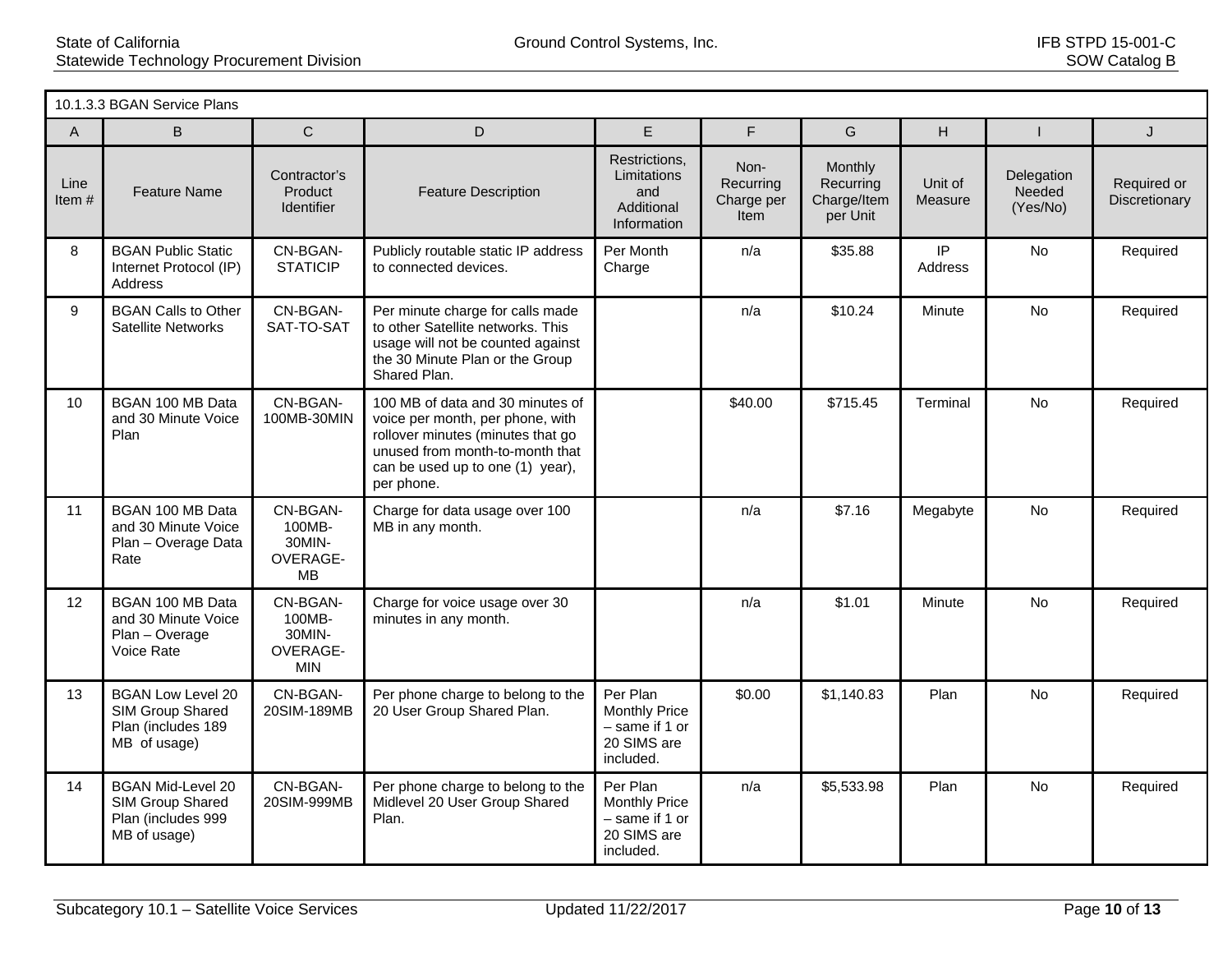| 10.1.3.3 BGAN Service Plans | | | | | | | | | |
|---|---|---|---|---|---|---|---|---|---|
| A | B | C | D | E | F | G | H | I | J |
| Line Item # | Feature Name | Contractor's Product Identifier | Feature Description | Restrictions, Limitations and Additional Information | Non-Recurring Charge per Item | Monthly Recurring Charge/Item per Unit | Unit of Measure | Delegation Needed (Yes/No) | Required or Discretionary |
| 8 | BGAN Public Static Internet Protocol (IP) Address | CN-BGAN-STATICIP | Publicly routable static IP address to connected devices. | Per Month Charge | n/a | $35.88 | IP Address | No | Required |
| 9 | BGAN Calls to Other Satellite Networks | CN-BGAN-SAT-TO-SAT | Per minute charge for calls made to other Satellite networks. This usage will not be counted against the 30 Minute Plan or the Group Shared Plan. | | n/a | $10.24 | Minute | No | Required |
| 10 | BGAN 100 MB Data and 30 Minute Voice Plan | CN-BGAN-100MB-30MIN | 100 MB of data and 30 minutes of voice per month, per phone, with rollover minutes (minutes that go unused from month-to-month that can be used up to one (1) year), per phone. | | $40.00 | $715.45 | Terminal | No | Required |
| 11 | BGAN 100 MB Data and 30 Minute Voice Plan – Overage Data Rate | CN-BGAN-100MB-30MIN-OVERAGE-MB | Charge for data usage over 100 MB in any month. | | n/a | $7.16 | Megabyte | No | Required |
| 12 | BGAN 100 MB Data and 30 Minute Voice Plan – Overage Voice Rate | CN-BGAN-100MB-30MIN-OVERAGE-MIN | Charge for voice usage over 30 minutes in any month. | | n/a | $1.01 | Minute | No | Required |
| 13 | BGAN Low Level 20 SIM Group Shared Plan (includes 189 MB of usage) | CN-BGAN-20SIM-189MB | Per phone charge to belong to the 20 User Group Shared Plan. | Per Plan Monthly Price – same if 1 or 20 SIMS are included. | $0.00 | $1,140.83 | Plan | No | Required |
| 14 | BGAN Mid-Level 20 SIM Group Shared Plan (includes 999 MB of usage) | CN-BGAN-20SIM-999MB | Per phone charge to belong to the Midlevel 20 User Group Shared Plan. | Per Plan Monthly Price – same if 1 or 20 SIMS are included. | n/a | $5,533.98 | Plan | No | Required |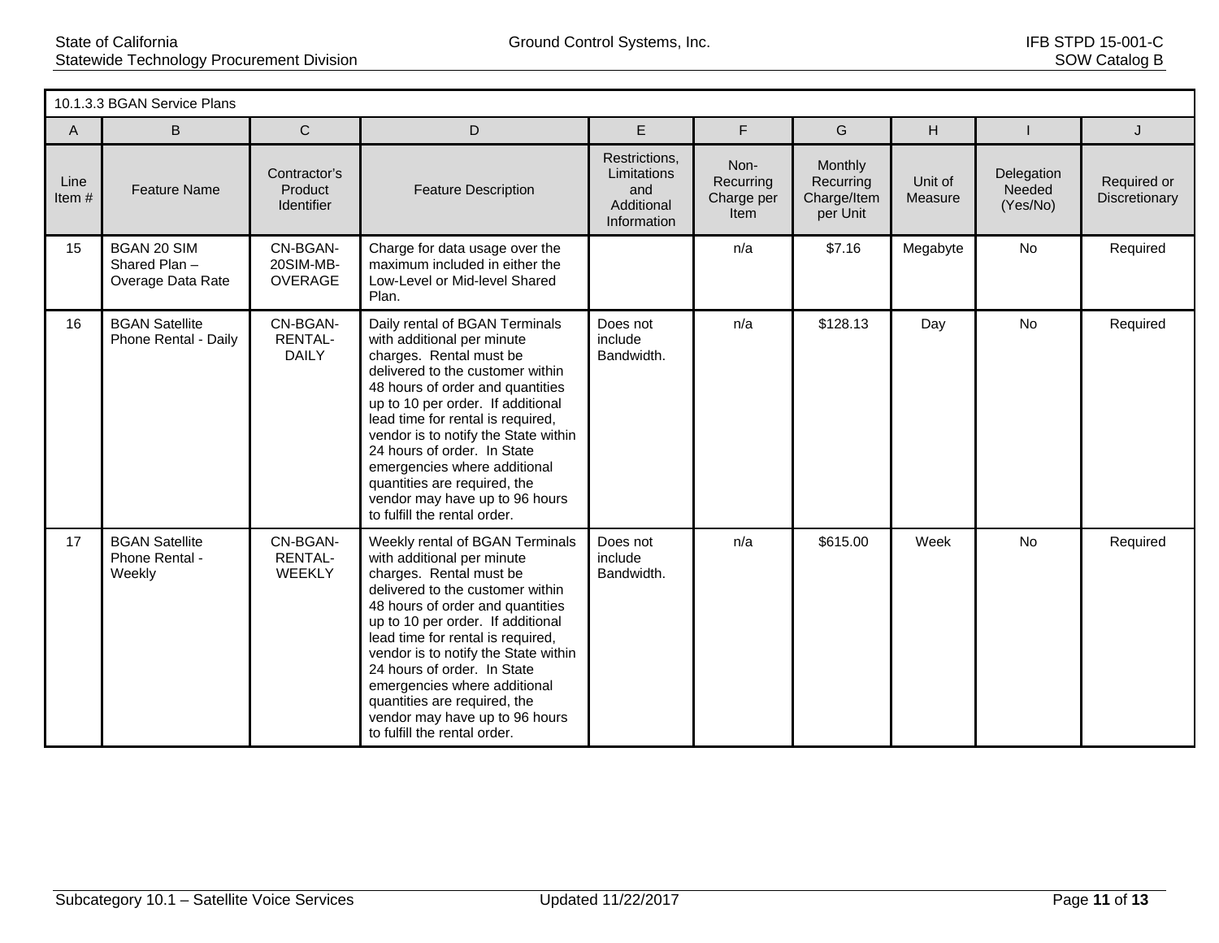| 10.1.3.3 BGAN Service Plans | | | | | | | | | |
|---|---|---|---|---|---|---|---|---|---|
| A | B | C | D | E | F | G | H | I | J |
| Line Item # | Feature Name | Contractor's Product Identifier | Feature Description | Restrictions, Limitations and Additional Information | Non-Recurring Charge per Item | Monthly Recurring Charge/Item per Unit | Unit of Measure | Delegation Needed (Yes/No) | Required or Discretionary |
| 15 | BGAN 20 SIM Shared Plan – Overage Data Rate | CN-BGAN-20SIM-MB-OVERAGE | Charge for data usage over the maximum included in either the Low-Level or Mid-level Shared Plan. | | n/a | $7.16 | Megabyte | No | Required |
| 16 | BGAN Satellite Phone Rental - Daily | CN-BGAN-RENTAL-DAILY | Daily rental of BGAN Terminals with additional per minute charges. Rental must be delivered to the customer within 48 hours of order and quantities up to 10 per order. If additional lead time for rental is required, vendor is to notify the State within 24 hours of order. In State emergencies where additional quantities are required, the vendor may have up to 96 hours to fulfill the rental order. | Does not include Bandwidth. | n/a | $128.13 | Day | No | Required |
| 17 | BGAN Satellite Phone Rental - Weekly | CN-BGAN-RENTAL-WEEKLY | Weekly rental of BGAN Terminals with additional per minute charges. Rental must be delivered to the customer within 48 hours of order and quantities up to 10 per order. If additional lead time for rental is required, vendor is to notify the State within 24 hours of order. In State emergencies where additional quantities are required, the vendor may have up to 96 hours to fulfill the rental order. | Does not include Bandwidth. | n/a | $615.00 | Week | No | Required |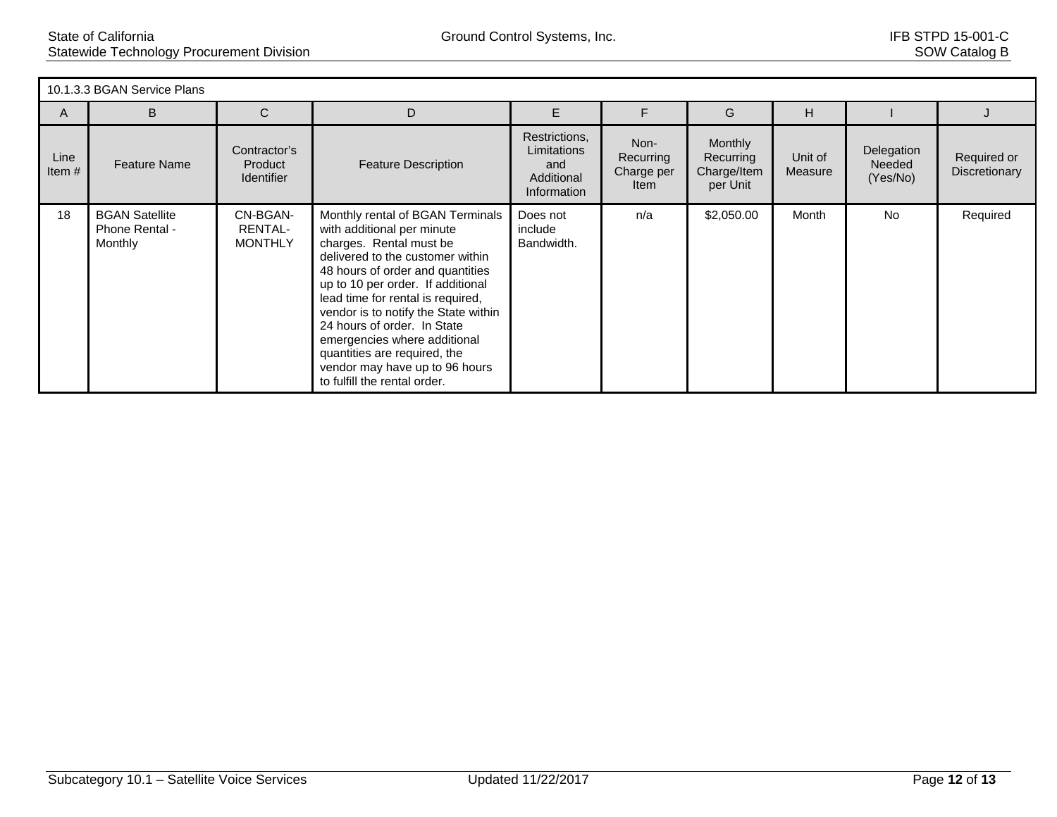| 10.1.3.3 BGAN Service Plans | | | | | | | | | |
|---|---|---|---|---|---|---|---|---|---|
| A | B | C | D | E | F | G | H | I | J |
| Line Item # | Feature Name | Contractor's Product Identifier | Feature Description | Restrictions, Limitations and Additional Information | Non-Recurring Charge per Item | Monthly Recurring Charge/Item per Unit | Unit of Measure | Delegation Needed (Yes/No) | Required or Discretionary |
| 18 | BGAN Satellite Phone Rental - Monthly | CN-BGAN-RENTAL-MONTHLY | Monthly rental of BGAN Terminals with additional per minute charges. Rental must be delivered to the customer within 48 hours of order and quantities up to 10 per order. If additional lead time for rental is required, vendor is to notify the State within 24 hours of order. In State emergencies where additional quantities are required, the vendor may have up to 96 hours to fulfill the rental order. | Does not include Bandwidth. | n/a | $2,050.00 | Month | No | Required |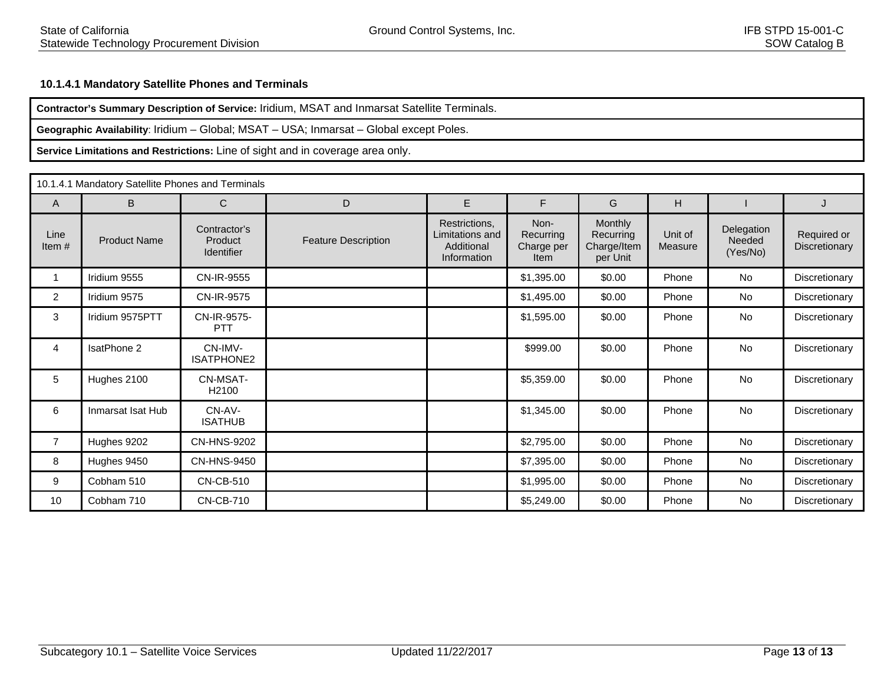### 10.1.4.1 Mandatory Satellite Phones and Terminals

| |
|---|
| **Contractor's Summary Description of Service:** Iridium, MSAT and Inmarsat Satellite Terminals. |
| **Geographic Availability**: Iridium – Global; MSAT – USA; Inmarsat – Global except Poles. |
| **Service Limitations and Restrictions:** Line of sight and in coverage area only. |

| 10.1.4.1 Mandatory Satellite Phones and Terminals | | | | | | | | | |
|---|---|---|---|---|---|---|---|---|---|
| A | B | C | D | E | F | G | H | I | J |
| Line Item # | Product Name | Contractor's Product Identifier | Feature Description | Restrictions, Limitations and Additional Information | Non-Recurring Charge per Item | Monthly Recurring Charge/Item per Unit | Unit of Measure | Delegation Needed (Yes/No) | Required or Discretionary |
| 1 | Iridium 9555 | CN-IR-9555 | | | $1,395.00 | $0.00 | Phone | No | Discretionary |
| 2 | Iridium 9575 | CN-IR-9575 | | | $1,495.00 | $0.00 | Phone | No | Discretionary |
| 3 | Iridium 9575PTT | CN-IR-9575-PTT | | | $1,595.00 | $0.00 | Phone | No | Discretionary |
| 4 | IsatPhone 2 | CN-IMV-ISATPHONE2 | | | $999.00 | $0.00 | Phone | No | Discretionary |
| 5 | Hughes 2100 | CN-MSAT-H2100 | | | $5,359.00 | $0.00 | Phone | No | Discretionary |
| 6 | Inmarsat Isat Hub | CN-AV-ISATHUB | | | $1,345.00 | $0.00 | Phone | No | Discretionary |
| 7 | Hughes 9202 | CN-HNS-9202 | | | $2,795.00 | $0.00 | Phone | No | Discretionary |
| 8 | Hughes 9450 | CN-HNS-9450 | | | $7,395.00 | $0.00 | Phone | No | Discretionary |
| 9 | Cobham 510 | CN-CB-510 | | | $1,995.00 | $0.00 | Phone | No | Discretionary |
| 10 | Cobham 710 | CN-CB-710 | | | $5,249.00 | $0.00 | Phone | No | Discretionary |